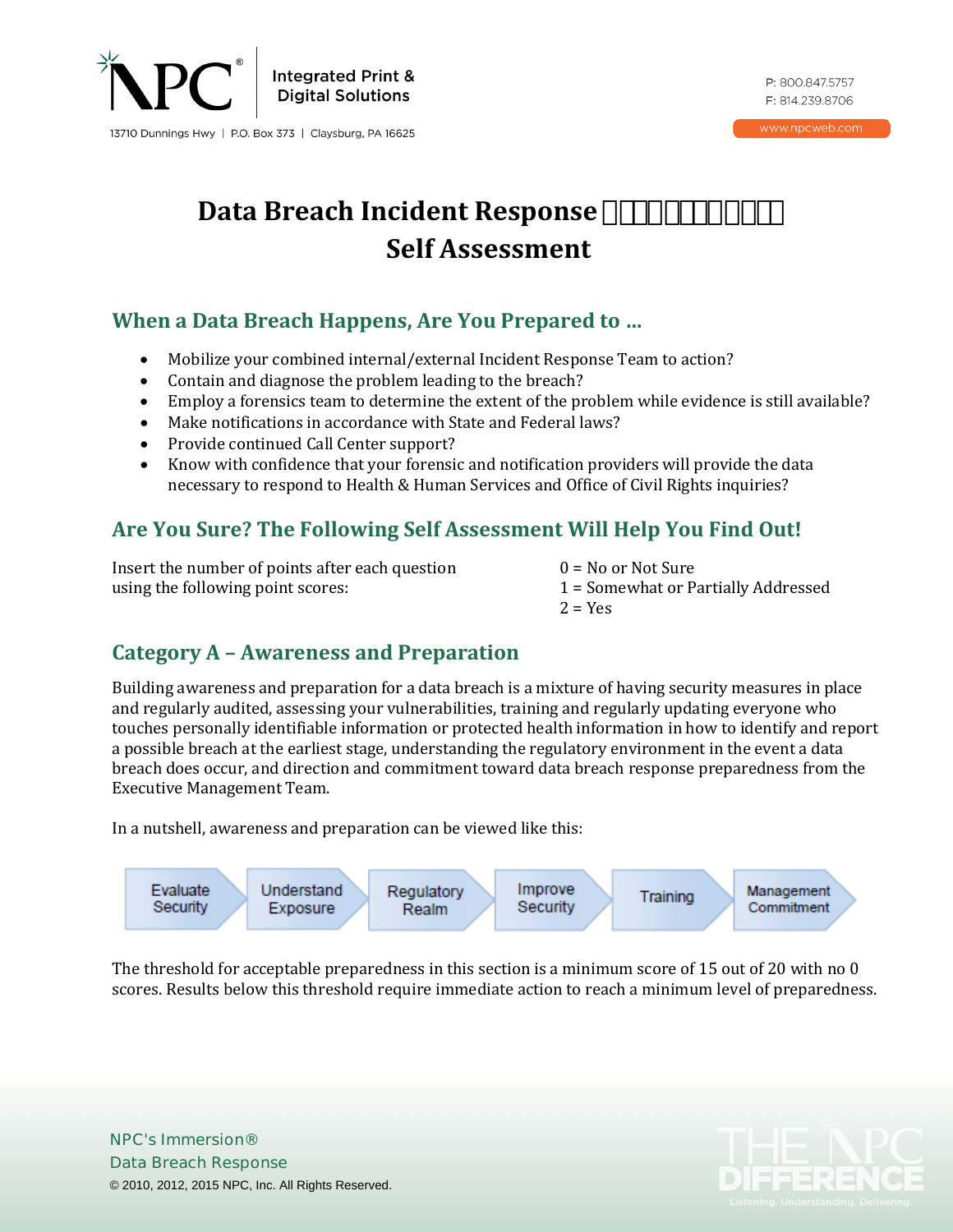# Data Breach Incident Response Self Assessment

## When a Data Breach Happens, Are You Prepared to ...

- Mobilize your combined internal/external Incident Response Team to action?
- Contain and diagnose the problem leading to the breach?
- Employ a forensics team to determine the extent of the problem while evidence is still available?
- Make notifications in accordance with State and Federal laws?
- Provide continued Call Center support?
- Know with confidence that your forensic and notification providers will provide the data necessary to respond to Health & Human Services and Office of Civil Rights inquiries?

## Are You Sure? The Following Self Assessment Will Help You Find Out!

Insert the number of points after each question using the following point scores:

0 = No or Not Sure
1 = Somewhat or Partially Addressed
2 = Yes

## Category A – Awareness and Preparation

Building awareness and preparation for a data breach is a mixture of having security measures in place and regularly audited, assessing your vulnerabilities, training and regularly updating everyone who touches personally identifiable information or protected health information in how to identify and report a possible breach at the earliest stage, understanding the regulatory environment in the event a data breach does occur, and direction and commitment toward data breach response preparedness from the Executive Management Team.

In a nutshell, awareness and preparation can be viewed like this:

Evaluate Security → Understand Exposure → Regulatory Realm → Improve Security → Training → Management Commitment

The threshold for acceptable preparedness in this section is a minimum score of 15 out of 20 with no 0 scores. Results below this threshold require immediate action to reach a minimum level of preparedness.

NPC's Immersion®
Data Breach Response
© 2010, 2012, 2015 NPC, Inc. All Rights Reserved.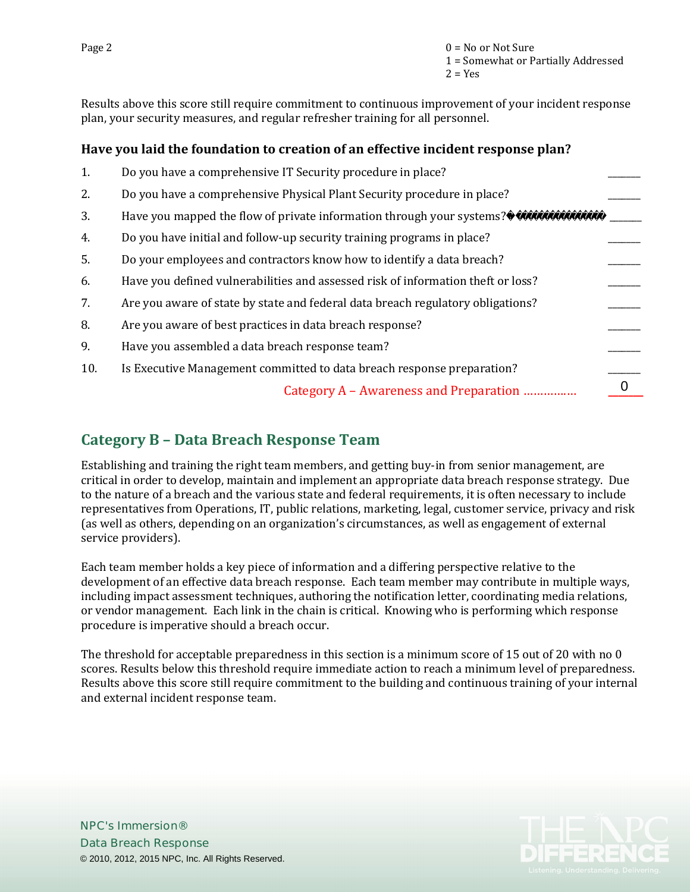0 = No or Not Sure
1 = Somewhat or Partially Addressed
2 = Yes

Results above this score still require commitment to continuous improvement of your incident response plan, your security measures, and regular refresher training for all personnel.

**Have you laid the foundation to creation of an effective incident response plan?**

1. Do you have a comprehensive IT Security procedure in place? ______
2. Do you have a comprehensive Physical Plant Security procedure in place? ______
3. Have you mapped the flow of private information through your systems? ______
4. Do you have initial and follow-up security training programs in place? ______
5. Do your employees and contractors know how to identify a data breach? ______
6. Have you defined vulnerabilities and assessed risk of information theft or loss? ______
7. Are you aware of state by state and federal data breach regulatory obligations? ______
8. Are you aware of best practices in data breach response? ______
9. Have you assembled a data breach response team? ______
10. Is Executive Management committed to data breach response preparation? ______

Category A – Awareness and Preparation …………… 0

## Category B – Data Breach Response Team

Establishing and training the right team members, and getting buy-in from senior management, are critical in order to develop, maintain and implement an appropriate data breach response strategy. Due to the nature of a breach and the various state and federal requirements, it is often necessary to include representatives from Operations, IT, public relations, marketing, legal, customer service, privacy and risk (as well as others, depending on an organization's circumstances, as well as engagement of external service providers).

Each team member holds a key piece of information and a differing perspective relative to the development of an effective data breach response. Each team member may contribute in multiple ways, including impact assessment techniques, authoring the notification letter, coordinating media relations, or vendor management. Each link in the chain is critical. Knowing who is performing which response procedure is imperative should a breach occur.

The threshold for acceptable preparedness in this section is a minimum score of 15 out of 20 with no 0 scores. Results below this threshold require immediate action to reach a minimum level of preparedness. Results above this score still require commitment to the building and continuous training of your internal and external incident response team.

NPC's Immersion®
Data Breach Response
© 2010, 2012, 2015 NPC, Inc. All Rights Reserved.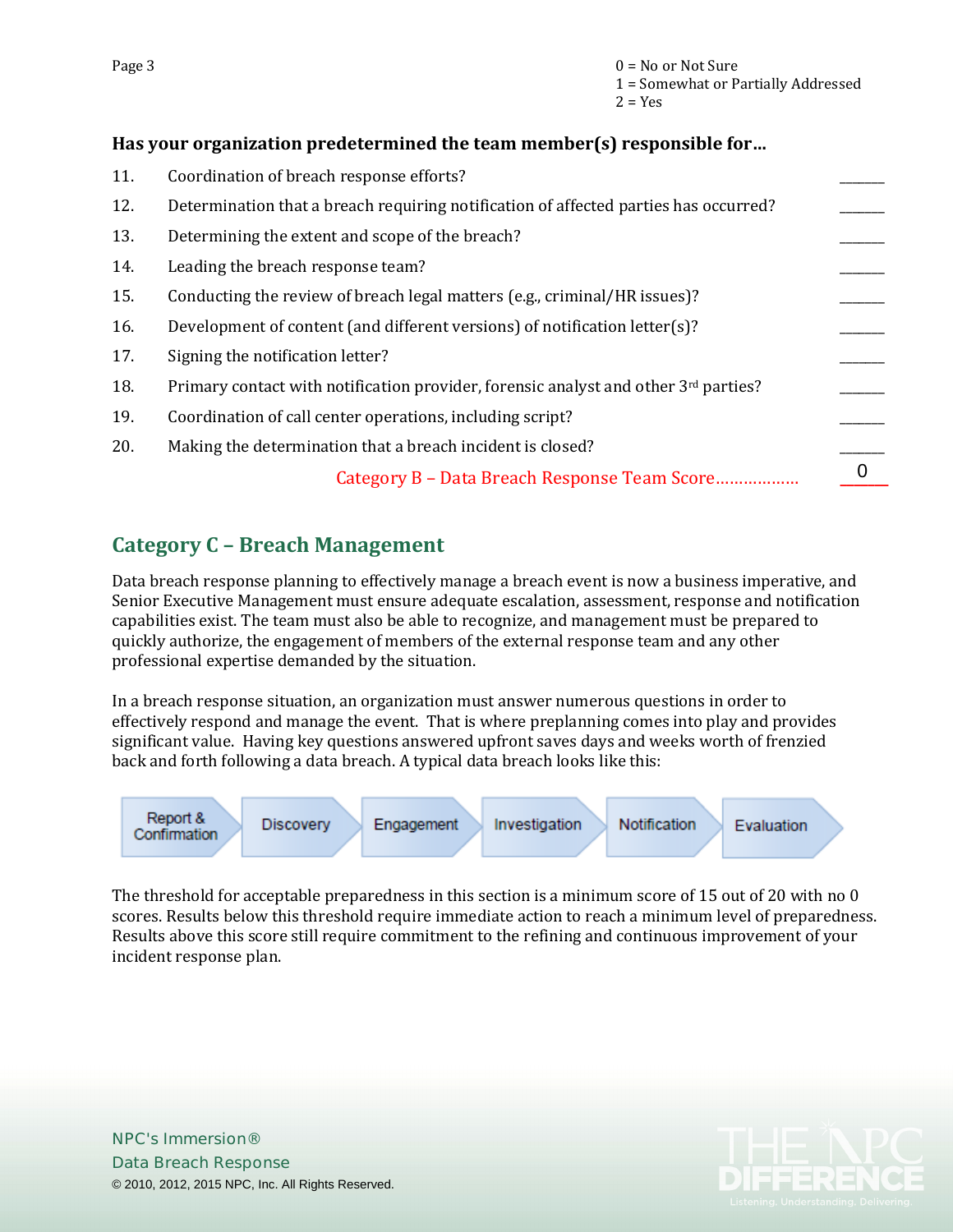0 = No or Not Sure
1 = Somewhat or Partially Addressed
2 = Yes

**Has your organization predetermined the team member(s) responsible for…**

| # | Question | Score |
|---|---|---|
| 11. | Coordination of breach response efforts? | ______ |
| 12. | Determination that a breach requiring notification of affected parties has occurred? | ______ |
| 13. | Determining the extent and scope of the breach? | ______ |
| 14. | Leading the breach response team? | ______ |
| 15. | Conducting the review of breach legal matters (e.g., criminal/HR issues)? | ______ |
| 16. | Development of content (and different versions) of notification letter(s)? | ______ |
| 17. | Signing the notification letter? | ______ |
| 18. | Primary contact with notification provider, forensic analyst and other 3rd parties? | ______ |
| 19. | Coordination of call center operations, including script? | ______ |
| 20. | Making the determination that a breach incident is closed? | ______ |
| | Category B – Data Breach Response Team Score……………… | 0 |

## Category C – Breach Management

Data breach response planning to effectively manage a breach event is now a business imperative, and Senior Executive Management must ensure adequate escalation, assessment, response and notification capabilities exist. The team must also be able to recognize, and management must be prepared to quickly authorize, the engagement of members of the external response team and any other professional expertise demanded by the situation.

In a breach response situation, an organization must answer numerous questions in order to effectively respond and manage the event. That is where preplanning comes into play and provides significant value. Having key questions answered upfront saves days and weeks worth of frenzied back and forth following a data breach. A typical data breach looks like this:

Report & Confirmation → Discovery → Engagement → Investigation → Notification → Evaluation

The threshold for acceptable preparedness in this section is a minimum score of 15 out of 20 with no 0 scores. Results below this threshold require immediate action to reach a minimum level of preparedness. Results above this score still require commitment to the refining and continuous improvement of your incident response plan.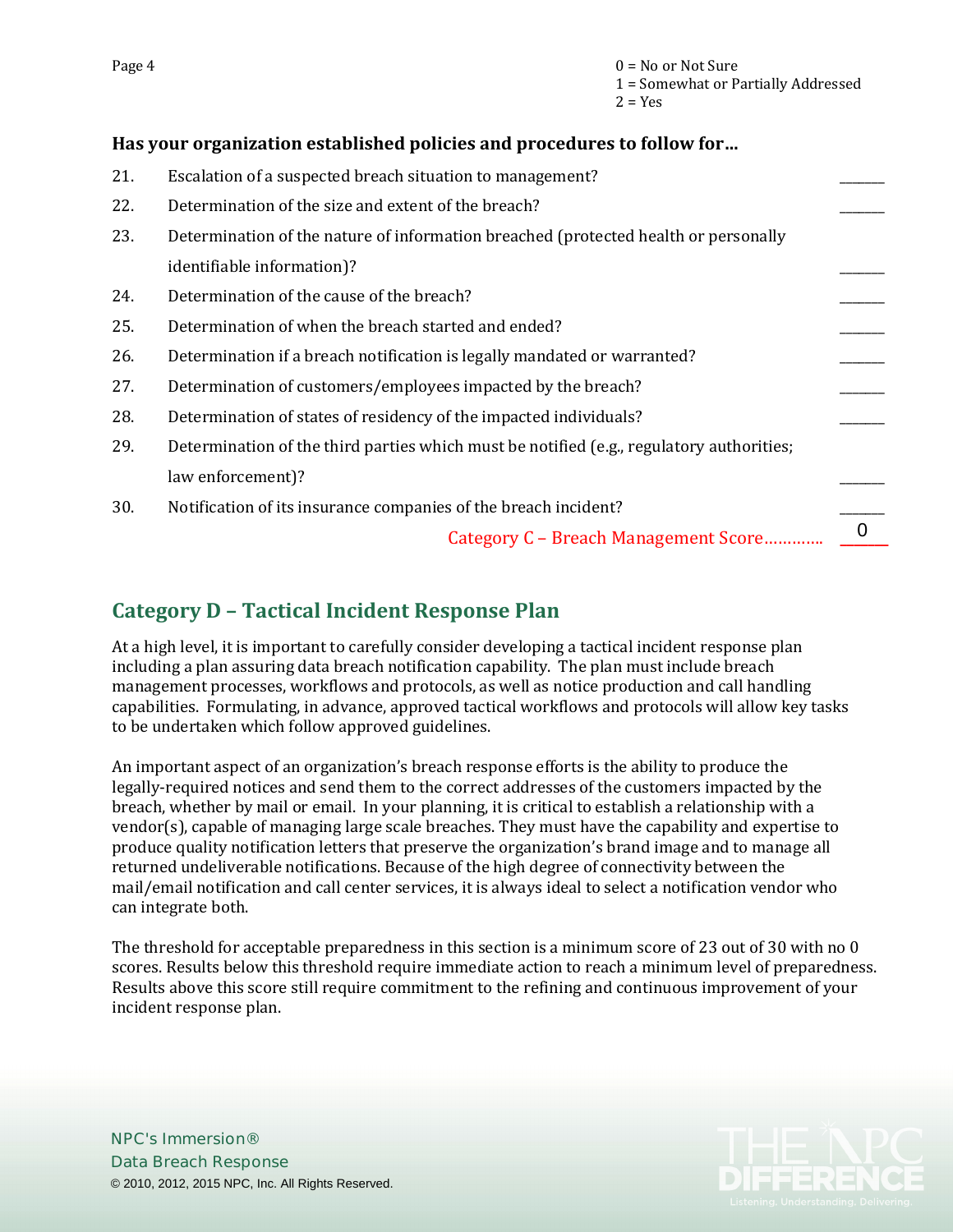0 = No or Not Sure
1 = Somewhat or Partially Addressed
2 = Yes

**Has your organization established policies and procedures to follow for…**

| | | |
|---|---|---|
| 21. | Escalation of a suspected breach situation to management? | ______ |
| 22. | Determination of the size and extent of the breach? | ______ |
| 23. | Determination of the nature of information breached (protected health or personally identifiable information)? | ______ |
| 24. | Determination of the cause of the breach? | ______ |
| 25. | Determination of when the breach started and ended? | ______ |
| 26. | Determination if a breach notification is legally mandated or warranted? | ______ |
| 27. | Determination of customers/employees impacted by the breach? | ______ |
| 28. | Determination of states of residency of the impacted individuals? | ______ |
| 29. | Determination of the third parties which must be notified (e.g., regulatory authorities; law enforcement)? | ______ |
| 30. | Notification of its insurance companies of the breach incident? | ______ |
| | Category C – Breach Management Score………… | 0 |

## Category D – Tactical Incident Response Plan

At a high level, it is important to carefully consider developing a tactical incident response plan including a plan assuring data breach notification capability. The plan must include breach management processes, workflows and protocols, as well as notice production and call handling capabilities. Formulating, in advance, approved tactical workflows and protocols will allow key tasks to be undertaken which follow approved guidelines.

An important aspect of an organization's breach response efforts is the ability to produce the legally-required notices and send them to the correct addresses of the customers impacted by the breach, whether by mail or email. In your planning, it is critical to establish a relationship with a vendor(s), capable of managing large scale breaches. They must have the capability and expertise to produce quality notification letters that preserve the organization's brand image and to manage all returned undeliverable notifications. Because of the high degree of connectivity between the mail/email notification and call center services, it is always ideal to select a notification vendor who can integrate both.

The threshold for acceptable preparedness in this section is a minimum score of 23 out of 30 with no 0 scores. Results below this threshold require immediate action to reach a minimum level of preparedness. Results above this score still require commitment to the refining and continuous improvement of your incident response plan.

NPC's Immersion®
Data Breach Response
© 2010, 2012, 2015 NPC, Inc. All Rights Reserved.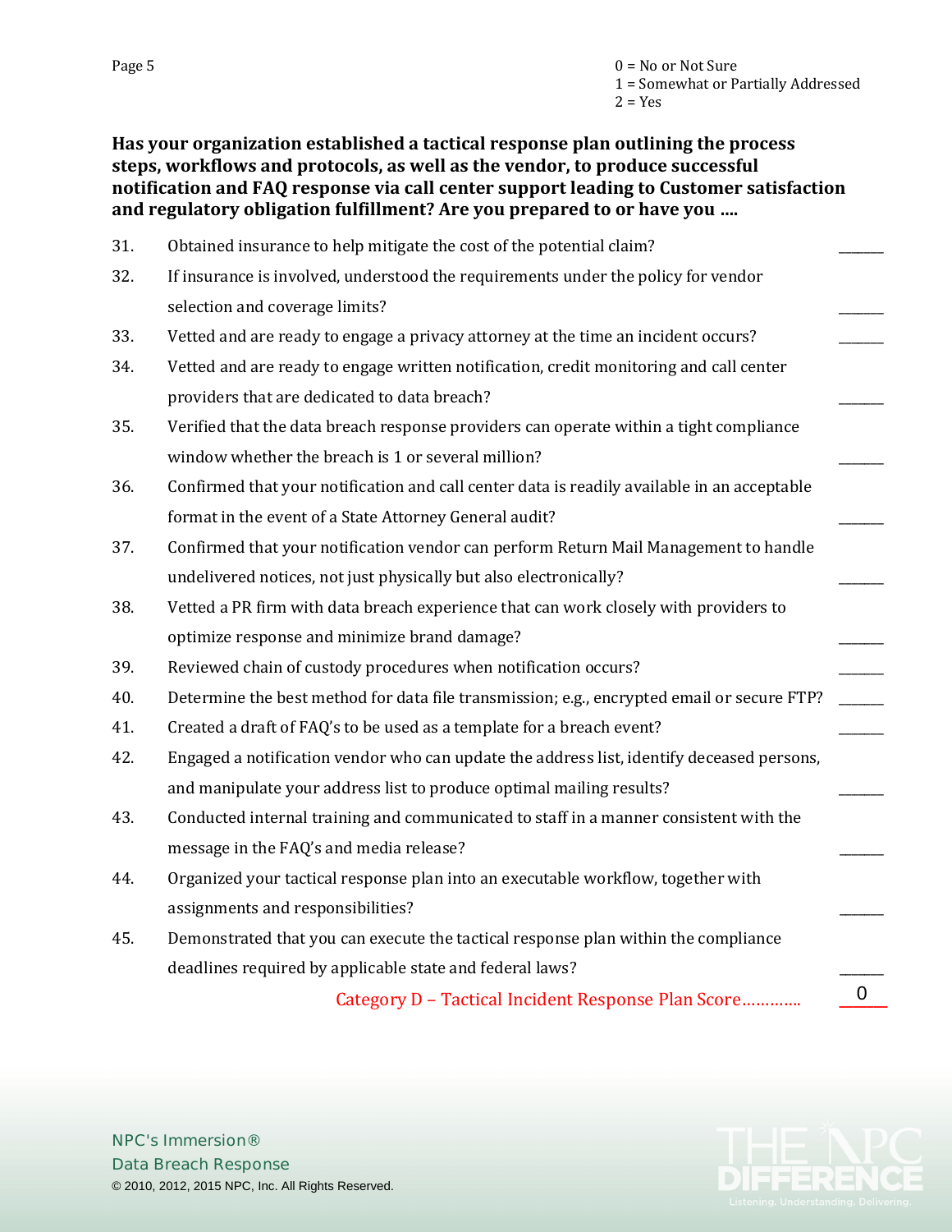0 = No or Not Sure
1 = Somewhat or Partially Addressed
2 = Yes

**Has your organization established a tactical response plan outlining the process steps, workflows and protocols, as well as the vendor, to produce successful notification and FAQ response via call center support leading to Customer satisfaction and regulatory obligation fulfillment? Are you prepared to or have you ....**

31. Obtained insurance to help mitigate the cost of the potential claim? ______
32. If insurance is involved, understood the requirements under the policy for vendor selection and coverage limits? ______
33. Vetted and are ready to engage a privacy attorney at the time an incident occurs? ______
34. Vetted and are ready to engage written notification, credit monitoring and call center providers that are dedicated to data breach? ______
35. Verified that the data breach response providers can operate within a tight compliance window whether the breach is 1 or several million? ______
36. Confirmed that your notification and call center data is readily available in an acceptable format in the event of a State Attorney General audit? ______
37. Confirmed that your notification vendor can perform Return Mail Management to handle undelivered notices, not just physically but also electronically? ______
38. Vetted a PR firm with data breach experience that can work closely with providers to optimize response and minimize brand damage? ______
39. Reviewed chain of custody procedures when notification occurs? ______
40. Determine the best method for data file transmission; e.g., encrypted email or secure FTP? ______
41. Created a draft of FAQ's to be used as a template for a breach event? ______
42. Engaged a notification vendor who can update the address list, identify deceased persons, and manipulate your address list to produce optimal mailing results? ______
43. Conducted internal training and communicated to staff in a manner consistent with the message in the FAQ's and media release? ______
44. Organized your tactical response plan into an executable workflow, together with assignments and responsibilities? ______
45. Demonstrated that you can execute the tactical response plan within the compliance deadlines required by applicable state and federal laws? ______

Category D – Tactical Incident Response Plan Score………… 0

NPC's Immersion®
Data Breach Response
© 2010, 2012, 2015 NPC, Inc. All Rights Reserved.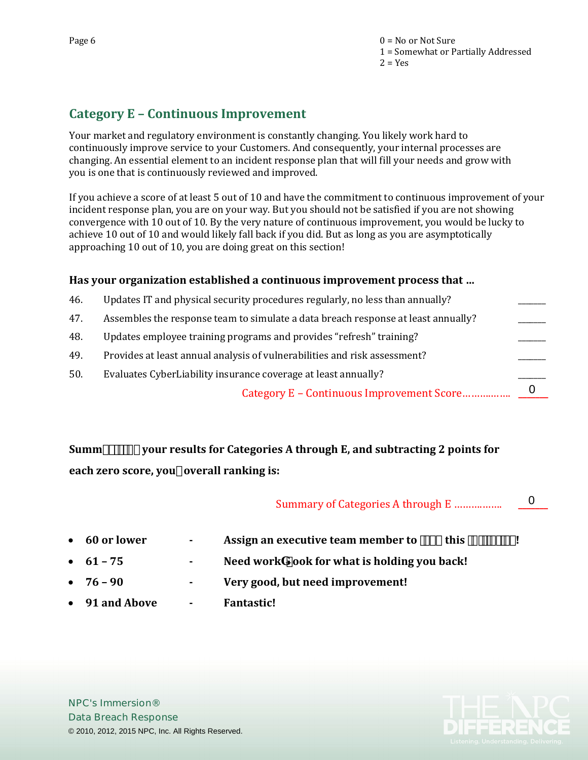0 = No or Not Sure
1 = Somewhat or Partially Addressed
2 = Yes

## Category E – Continuous Improvement

Your market and regulatory environment is constantly changing. You likely work hard to continuously improve service to your Customers. And consequently, your internal processes are changing. An essential element to an incident response plan that will fill your needs and grow with you is one that is continuously reviewed and improved.

If you achieve a score of at least 5 out of 10 and have the commitment to continuous improvement of your incident response plan, you are on your way. But you should not be satisfied if you are not showing convergence with 10 out of 10. By the very nature of continuous improvement, you would be lucky to achieve 10 out of 10 and would likely fall back if you did. But as long as you are asymptotically approaching 10 out of 10, you are doing great on this section!

**Has your organization established a continuous improvement process that ...**

| | | |
|---|---|---|
| 46. | Updates IT and physical security procedures regularly, no less than annually? | ______ |
| 47. | Assembles the response team to simulate a data breach response at least annually? | ______ |
| 48. | Updates employee training programs and provides "refresh" training? | ______ |
| 49. | Provides at least annual analysis of vulnerabilities and risk assessment? | ______ |
| 50. | Evaluates CyberLiability insurance coverage at least annually? | ______ |
| | Category E – Continuous Improvement Score…………….. | 0 |

**Summ▯▯▯▯▯ your results for Categories A through E, and subtracting 2 points for each zero score, you▯ overall ranking is:**

Summary of Categories A through E …………….. 0

- **60 or lower - Assign an executive team member to ▯▯▯ this ▯▯▯▯▯▯▯!**
- **61 – 75 - Need work▯ook for what is holding you back!**
- **76 – 90 - Very good, but need improvement!**
- **91 and Above - Fantastic!**

NPC's Immersion®
Data Breach Response
© 2010, 2012, 2015 NPC, Inc. All Rights Reserved.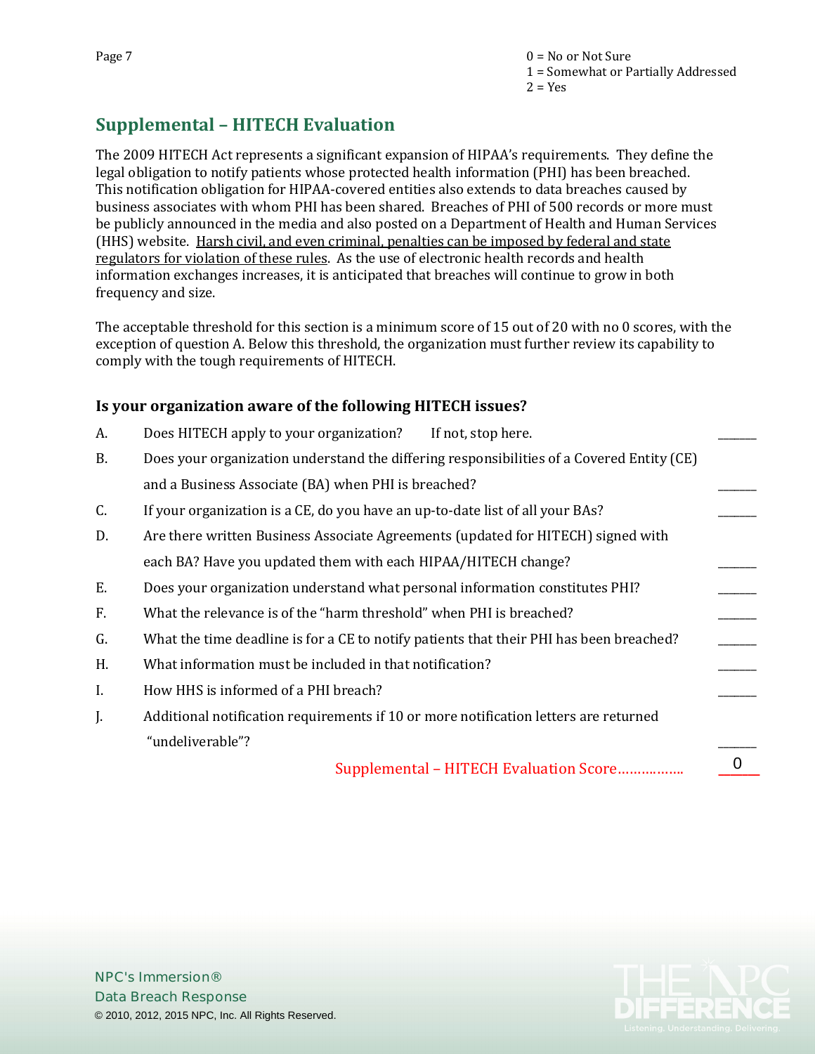0 = No or Not Sure
1 = Somewhat or Partially Addressed
2 = Yes

## Supplemental – HITECH Evaluation

The 2009 HITECH Act represents a significant expansion of HIPAA's requirements. They define the legal obligation to notify patients whose protected health information (PHI) has been breached. This notification obligation for HIPAA-covered entities also extends to data breaches caused by business associates with whom PHI has been shared. Breaches of PHI of 500 records or more must be publicly announced in the media and also posted on a Department of Health and Human Services (HHS) website. Harsh civil, and even criminal, penalties can be imposed by federal and state regulators for violation of these rules. As the use of electronic health records and health information exchanges increases, it is anticipated that breaches will continue to grow in both frequency and size.

The acceptable threshold for this section is a minimum score of 15 out of 20 with no 0 scores, with the exception of question A. Below this threshold, the organization must further review its capability to comply with the tough requirements of HITECH.

**Is your organization aware of the following HITECH issues?**

| | | |
|---|---|---|
| A. | Does HITECH apply to your organization? If not, stop here. | ______ |
| B. | Does your organization understand the differing responsibilities of a Covered Entity (CE) and a Business Associate (BA) when PHI is breached? | ______ |
| C. | If your organization is a CE, do you have an up-to-date list of all your BAs? | ______ |
| D. | Are there written Business Associate Agreements (updated for HITECH) signed with each BA? Have you updated them with each HIPAA/HITECH change? | ______ |
| E. | Does your organization understand what personal information constitutes PHI? | ______ |
| F. | What the relevance is of the "harm threshold" when PHI is breached? | ______ |
| G. | What the time deadline is for a CE to notify patients that their PHI has been breached? | ______ |
| H. | What information must be included in that notification? | ______ |
| I. | How HHS is informed of a PHI breach? | ______ |
| J. | Additional notification requirements if 10 or more notification letters are returned "undeliverable"? | ______ |

Supplemental – HITECH Evaluation Score…………….. 0

NPC's Immersion®
Data Breach Response
© 2010, 2012, 2015 NPC, Inc. All Rights Reserved.